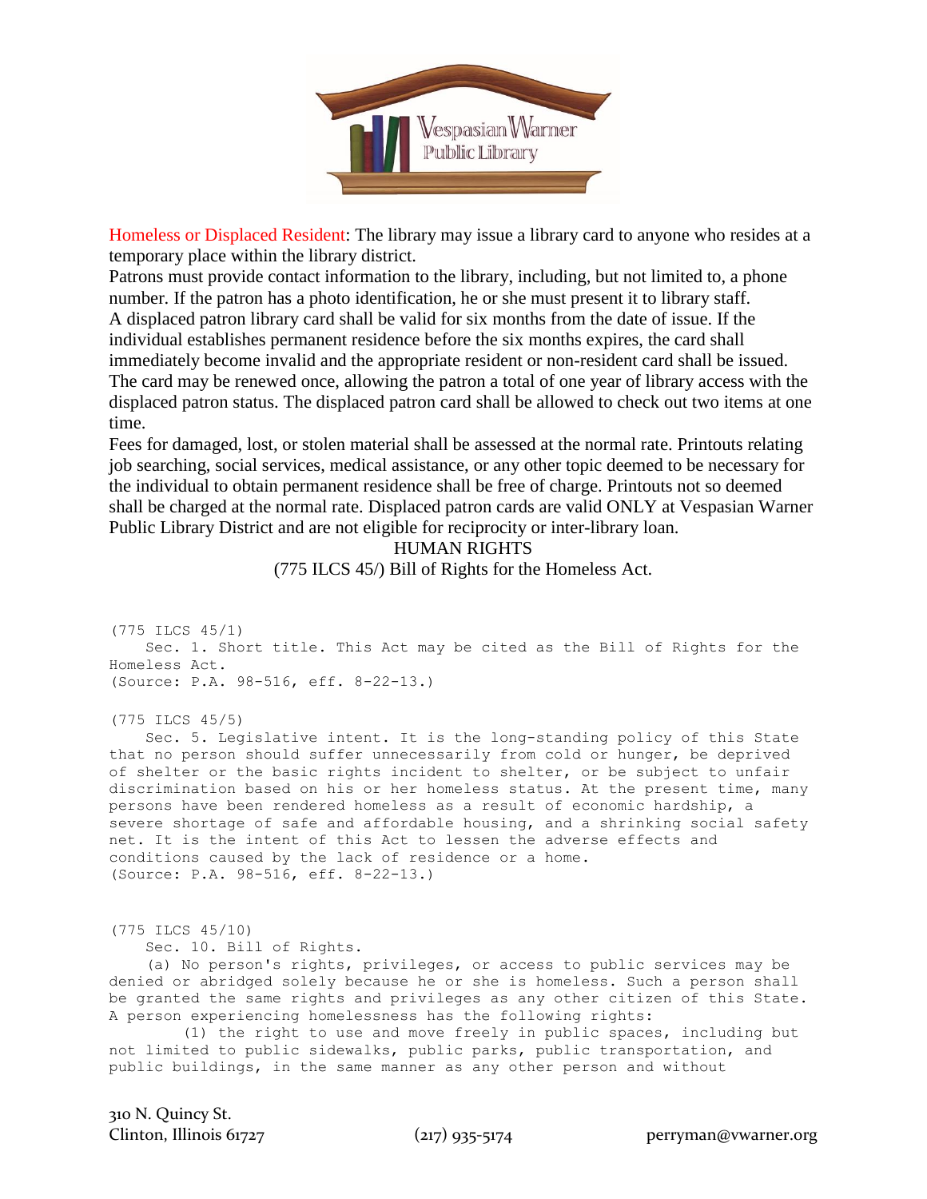**Homeless or Displaced Resident**: The library may issue a library card to anyone who resides at a temporary place within the library district.

Patrons must provide contact information to the library, including, but not limited to, a phone number. If the patron has a photo identification, he or she must present it to library staff.

A displaced patron library card shall be valid for six months from the date of issue. If the individual establishes permanent residence before the six months expires, the card shall immediately become invalid and the appropriate resident or non-resident card shall be issued. The card may be renewed once, allowing the patron a total of one year of library access with the displaced patron status. The displaced patron card shall be allowed to check out two items at one time.

Fees for damaged, lost, or stolen material shall be assessed at the normal rate. Printouts relating job searching, social services, medical assistance, or any other topic deemed to be necessary for the individual to obtain permanent residence shall be free of charge. Printouts not so deemed shall be charged at the normal rate. Displaced patron cards are valid ONLY at Vespasian Warner Public Library District and are not eligible for reciprocity or inter-library loan.

## HUMAN RIGHTS

### (775 ILCS 45/) Bill of Rights for the Homeless Act.

(775 ILCS 45/1)

Sec. 1. Short title. This Act may be cited as the Bill of Rights for the Homeless Act.

(Source: P.A. 98-516, eff. 8-22-13.)

(775 ILCS 45/5)

Sec. 5. Legislative intent. It is the long-standing policy of this State that no person should suffer unnecessarily from cold or hunger, be deprived of shelter or the basic rights incident to shelter, or be subject to unfair discrimination based on his or her homeless status. At the present time, many persons have been rendered homeless as a result of economic hardship, a severe shortage of safe and affordable housing, and a shrinking social safety net. It is the intent of this Act to lessen the adverse effects and conditions caused by the lack of residence or a home.

(Source: P.A. 98-516, eff. 8-22-13.)

(775 ILCS 45/10)

Sec. 10. Bill of Rights.

(a) No person's rights, privileges, or access to public services may be denied or abridged solely because he or she is homeless. Such a person shall be granted the same rights and privileges as any other citizen of this State. A person experiencing homelessness has the following rights:

(1) the right to use and move freely in public spaces, including but not limited to public sidewalks, public parks, public transportation, and public buildings, in the same manner as any other person and without

310 N. Quincy St.
Clinton, Illinois 61727 (217) 935-5174 perryman@vwarner.org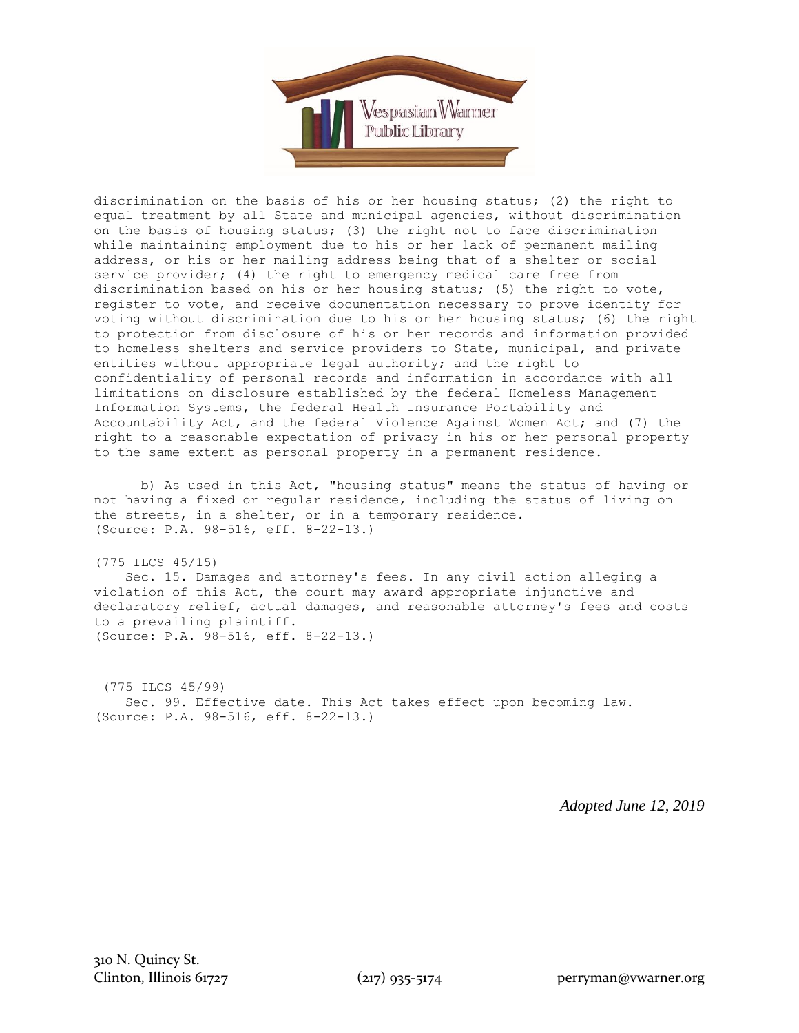discrimination on the basis of his or her housing status; (2) the right to equal treatment by all State and municipal agencies, without discrimination on the basis of housing status; (3) the right not to face discrimination while maintaining employment due to his or her lack of permanent mailing address, or his or her mailing address being that of a shelter or social service provider; (4) the right to emergency medical care free from discrimination based on his or her housing status; (5) the right to vote, register to vote, and receive documentation necessary to prove identity for voting without discrimination due to his or her housing status; (6) the right to protection from disclosure of his or her records and information provided to homeless shelters and service providers to State, municipal, and private entities without appropriate legal authority; and the right to confidentiality of personal records and information in accordance with all limitations on disclosure established by the federal Homeless Management Information Systems, the federal Health Insurance Portability and Accountability Act, and the federal Violence Against Women Act; and (7) the right to a reasonable expectation of privacy in his or her personal property to the same extent as personal property in a permanent residence.

b) As used in this Act, "housing status" means the status of having or not having a fixed or regular residence, including the status of living on the streets, in a shelter, or in a temporary residence.
(Source: P.A. 98-516, eff. 8-22-13.)

(775 ILCS 45/15)
Sec. 15. Damages and attorney's fees. In any civil action alleging a violation of this Act, the court may award appropriate injunctive and declaratory relief, actual damages, and reasonable attorney's fees and costs to a prevailing plaintiff.
(Source: P.A. 98-516, eff. 8-22-13.)

(775 ILCS 45/99)
Sec. 99. Effective date. This Act takes effect upon becoming law.
(Source: P.A. 98-516, eff. 8-22-13.)

*Adopted June 12, 2019*